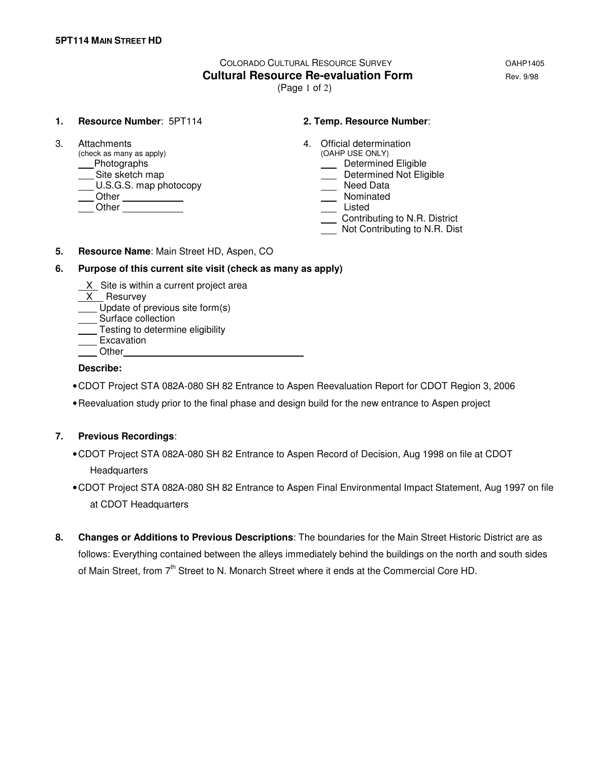COLORADO CULTURAL RESOURCE SURVEY

OAHP1405

# Cultural Resource Re-evaluation Form

Rev. 9/98

(Page 1 of 2)

1. **Resource Number**: 5PT114

2. **Temp. Resource Number**:

3. Attachments
   (check as many as apply)
   - ___ Photographs
   - ___ Site sketch map
   - ___ U.S.G.S. map photocopy
   - ___ Other ___________
   - ___ Other ___________

4. Official determination
   (OAHP USE ONLY)
   - ___ Determined Eligible
   - ___ Determined Not Eligible
   - ___ Need Data
   - ___ Nominated
   - ___ Listed
   - ___ Contributing to N.R. District
   - ___ Not Contributing to N.R. Dist

5. **Resource Name**: Main Street HD, Aspen, CO

6. **Purpose of this current site visit (check as many as apply)**
   - _X_ Site is within a current project area
   - _X_ Resurvey
   - ___ Update of previous site form(s)
   - ___ Surface collection
   - ___ Testing to determine eligibility
   - ___ Excavation
   - ___ Other_______________________________

   **Describe:**

   - CDOT Project STA 082A-080 SH 82 Entrance to Aspen Reevaluation Report for CDOT Region 3, 2006
   - Reevaluation study prior to the final phase and design build for the new entrance to Aspen project

7. **Previous Recordings**:
   - CDOT Project STA 082A-080 SH 82 Entrance to Aspen Record of Decision, Aug 1998 on file at CDOT Headquarters
   - CDOT Project STA 082A-080 SH 82 Entrance to Aspen Final Environmental Impact Statement, Aug 1997 on file at CDOT Headquarters

8. **Changes or Additions to Previous Descriptions**: The boundaries for the Main Street Historic District are as follows: Everything contained between the alleys immediately behind the buildings on the north and south sides of Main Street, from 7th Street to N. Monarch Street where it ends at the Commercial Core HD.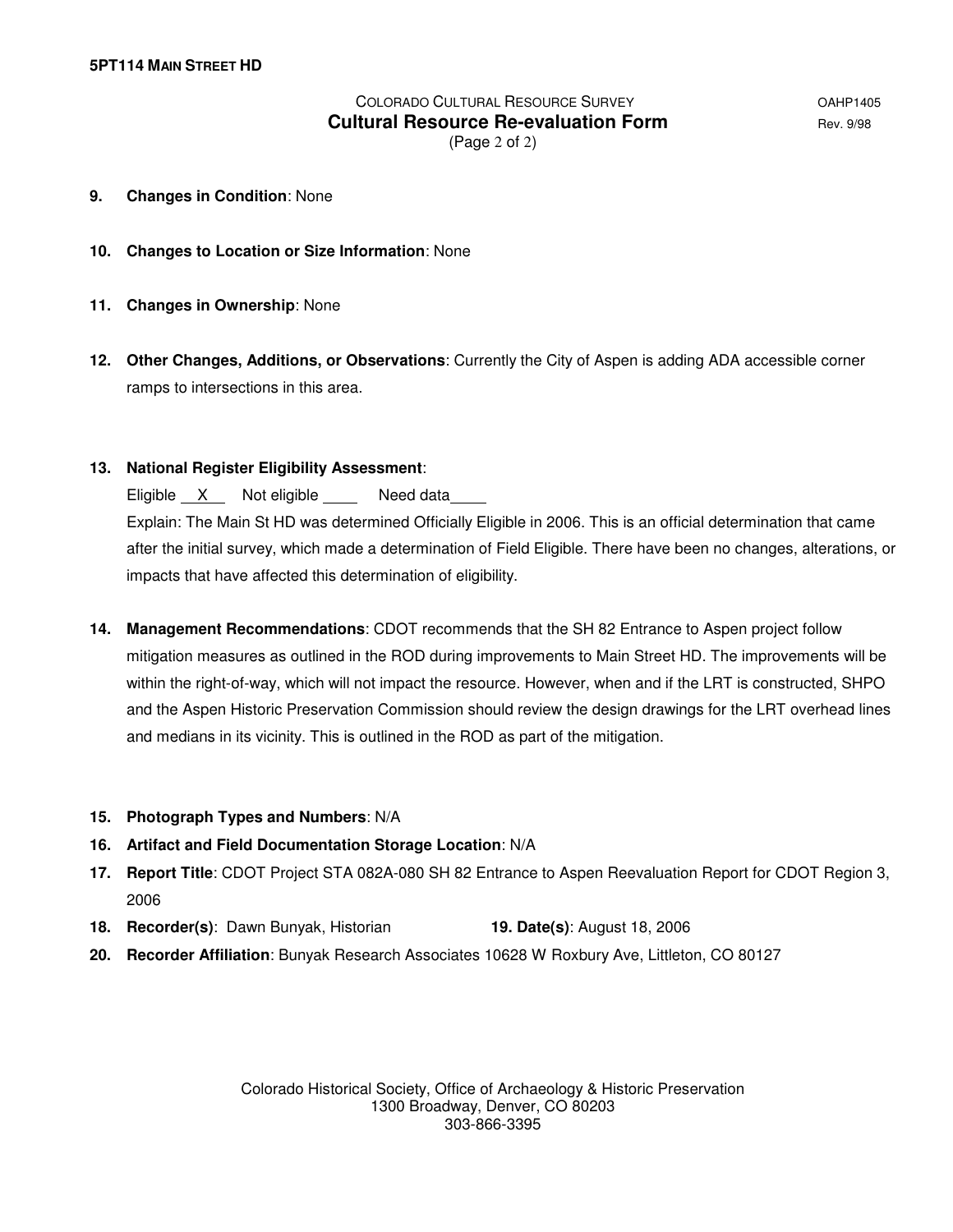**5PT114 MAIN STREET HD**

COLORADO CULTURAL RESOURCE SURVEY — OAHP1405

**Cultural Resource Re-evaluation Form** — Rev. 9/98

(Page 2 of 2)

9. **Changes in Condition**: None

10. **Changes to Location or Size Information**: None

11. **Changes in Ownership**: None

12. **Other Changes, Additions, or Observations**: Currently the City of Aspen is adding ADA accessible corner ramps to intersections in this area.

13. **National Register Eligibility Assessment**:

    Eligible \_\_X\_\_ Not eligible \_\_\_\_ Need data\_\_\_\_

    Explain: The Main St HD was determined Officially Eligible in 2006. This is an official determination that came after the initial survey, which made a determination of Field Eligible. There have been no changes, alterations, or impacts that have affected this determination of eligibility.

14. **Management Recommendations**: CDOT recommends that the SH 82 Entrance to Aspen project follow mitigation measures as outlined in the ROD during improvements to Main Street HD. The improvements will be within the right-of-way, which will not impact the resource. However, when and if the LRT is constructed, SHPO and the Aspen Historic Preservation Commission should review the design drawings for the LRT overhead lines and medians in its vicinity. This is outlined in the ROD as part of the mitigation.

15. **Photograph Types and Numbers**: N/A
16. **Artifact and Field Documentation Storage Location**: N/A
17. **Report Title**: CDOT Project STA 082A-080 SH 82 Entrance to Aspen Reevaluation Report for CDOT Region 3, 2006
18. **Recorder(s)**: Dawn Bunyak, Historian **19. Date(s)**: August 18, 2006
20. **Recorder Affiliation**: Bunyak Research Associates 10628 W Roxbury Ave, Littleton, CO 80127

Colorado Historical Society, Office of Archaeology & Historic Preservation
1300 Broadway, Denver, CO 80203
303-866-3395